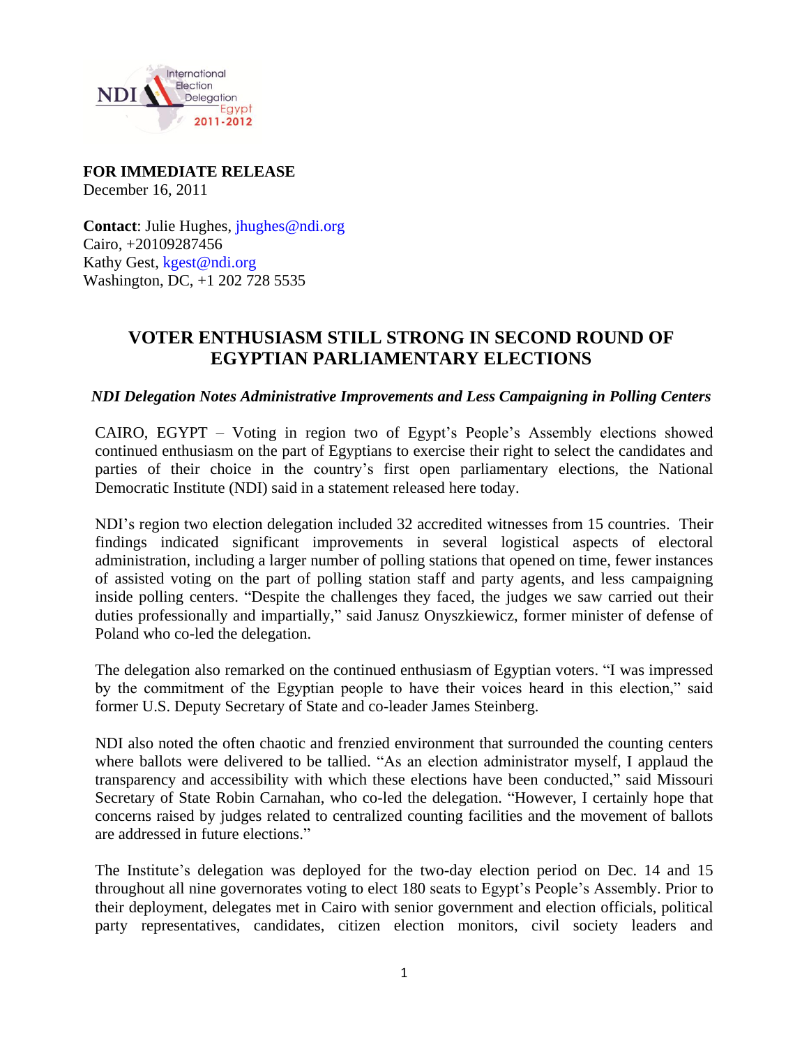**FOR IMMEDIATE RELEASE**
December 16, 2011

**Contact**: Julie Hughes, jhughes@ndi.org
Cairo, +20109287456
Kathy Gest, kgest@ndi.org
Washington, DC, +1 202 728 5535

# VOTER ENTHUSIASM STILL STRONG IN SECOND ROUND OF EGYPTIAN PARLIAMENTARY ELECTIONS

***NDI Delegation Notes Administrative Improvements and Less Campaigning in Polling Centers***

CAIRO, EGYPT – Voting in region two of Egypt's People's Assembly elections showed continued enthusiasm on the part of Egyptians to exercise their right to select the candidates and parties of their choice in the country's first open parliamentary elections, the National Democratic Institute (NDI) said in a statement released here today.

NDI's region two election delegation included 32 accredited witnesses from 15 countries. Their findings indicated significant improvements in several logistical aspects of electoral administration, including a larger number of polling stations that opened on time, fewer instances of assisted voting on the part of polling station staff and party agents, and less campaigning inside polling centers. "Despite the challenges they faced, the judges we saw carried out their duties professionally and impartially," said Janusz Onyszkiewicz, former minister of defense of Poland who co-led the delegation.

The delegation also remarked on the continued enthusiasm of Egyptian voters. "I was impressed by the commitment of the Egyptian people to have their voices heard in this election," said former U.S. Deputy Secretary of State and co-leader James Steinberg.

NDI also noted the often chaotic and frenzied environment that surrounded the counting centers where ballots were delivered to be tallied. "As an election administrator myself, I applaud the transparency and accessibility with which these elections have been conducted," said Missouri Secretary of State Robin Carnahan, who co-led the delegation. "However, I certainly hope that concerns raised by judges related to centralized counting facilities and the movement of ballots are addressed in future elections."

The Institute's delegation was deployed for the two-day election period on Dec. 14 and 15 throughout all nine governorates voting to elect 180 seats to Egypt's People's Assembly. Prior to their deployment, delegates met in Cairo with senior government and election officials, political party representatives, candidates, citizen election monitors, civil society leaders and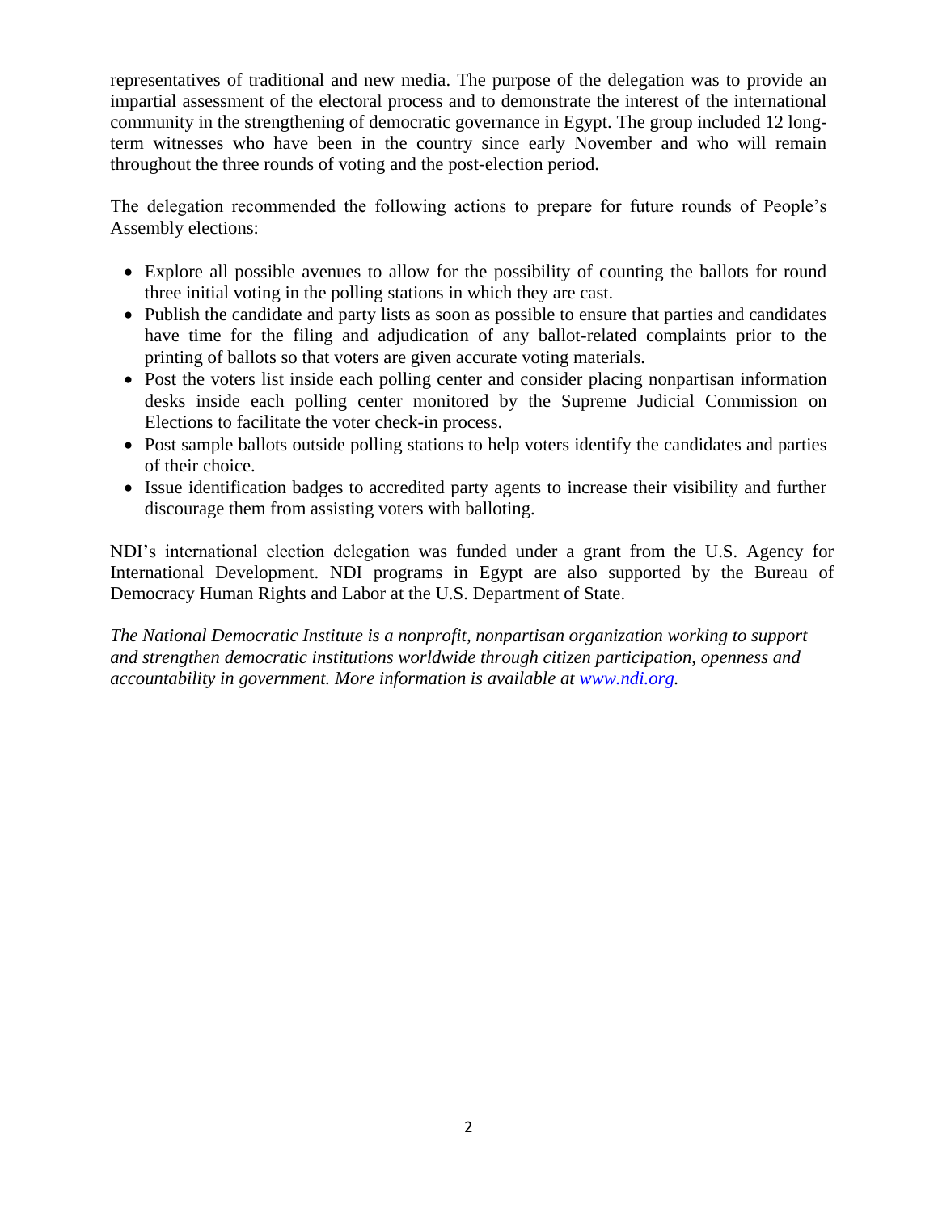representatives of traditional and new media. The purpose of the delegation was to provide an impartial assessment of the electoral process and to demonstrate the interest of the international community in the strengthening of democratic governance in Egypt. The group included 12 long-term witnesses who have been in the country since early November and who will remain throughout the three rounds of voting and the post-election period.

The delegation recommended the following actions to prepare for future rounds of People's Assembly elections:

- Explore all possible avenues to allow for the possibility of counting the ballots for round three initial voting in the polling stations in which they are cast.
- Publish the candidate and party lists as soon as possible to ensure that parties and candidates have time for the filing and adjudication of any ballot-related complaints prior to the printing of ballots so that voters are given accurate voting materials.
- Post the voters list inside each polling center and consider placing nonpartisan information desks inside each polling center monitored by the Supreme Judicial Commission on Elections to facilitate the voter check-in process.
- Post sample ballots outside polling stations to help voters identify the candidates and parties of their choice.
- Issue identification badges to accredited party agents to increase their visibility and further discourage them from assisting voters with balloting.

NDI's international election delegation was funded under a grant from the U.S. Agency for International Development. NDI programs in Egypt are also supported by the Bureau of Democracy Human Rights and Labor at the U.S. Department of State.

*The National Democratic Institute is a nonprofit, nonpartisan organization working to support and strengthen democratic institutions worldwide through citizen participation, openness and accountability in government. More information is available at [www.ndi.org](http://www.ndi.org).*